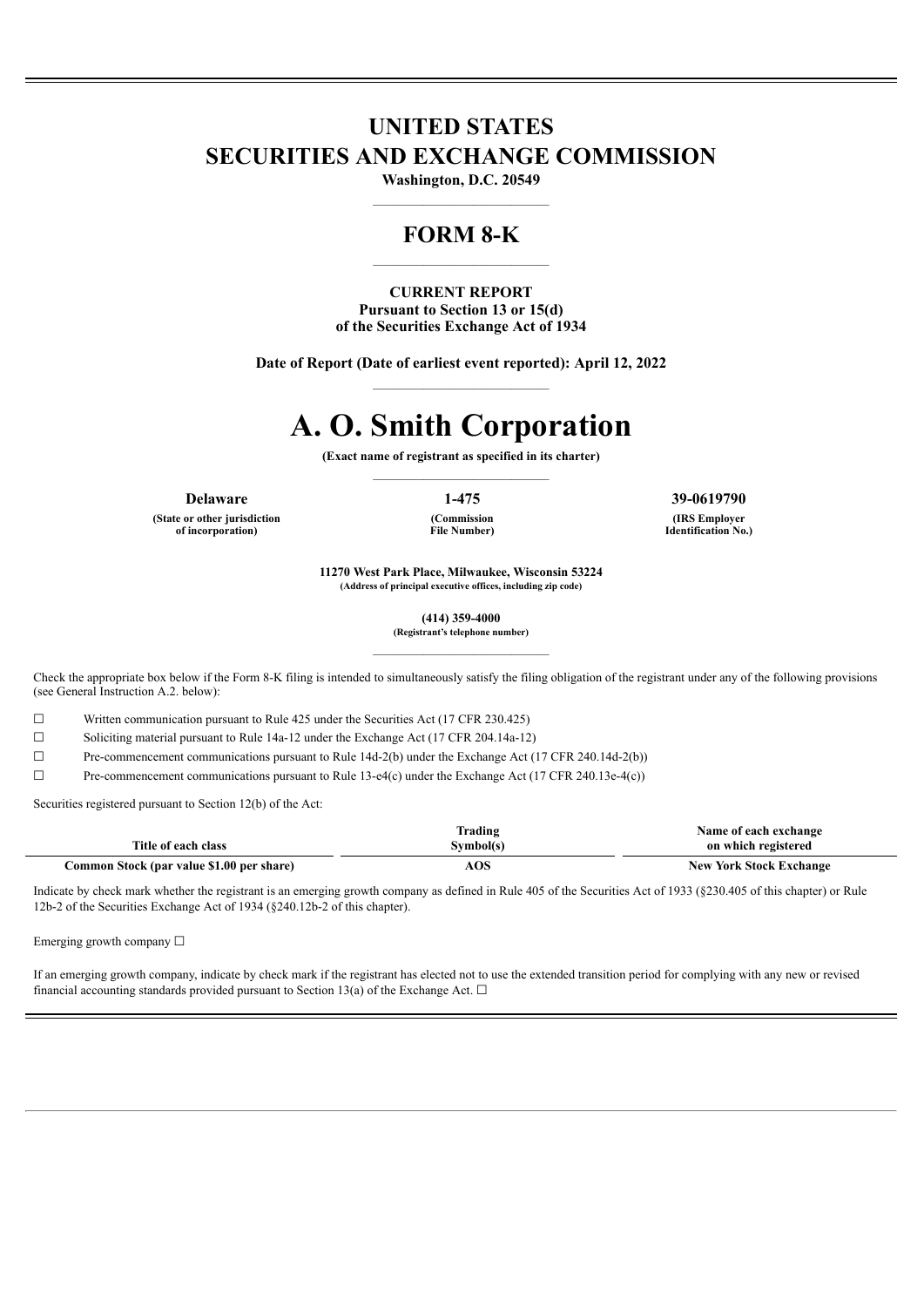# UNITED STATES
# SECURITIES AND EXCHANGE COMMISSION

**Washington, D.C. 20549**

## FORM 8-K

**CURRENT REPORT**
**Pursuant to Section 13 or 15(d)**
**of the Securities Exchange Act of 1934**

**Date of Report (Date of earliest event reported): April 12, 2022**

# A. O. Smith Corporation

**(Exact name of registrant as specified in its charter)**

| Delaware | 1-475 | 39-0619790 |
|---|---|---|
| (State or other jurisdiction of incorporation) | (Commission File Number) | (IRS Employer Identification No.) |

**11270 West Park Place, Milwaukee, Wisconsin 53224**
**(Address of principal executive offices, including zip code)**

**(414) 359-4000**
**(Registrant's telephone number)**

Check the appropriate box below if the Form 8-K filing is intended to simultaneously satisfy the filing obligation of the registrant under any of the following provisions (see General Instruction A.2. below):

☐ Written communication pursuant to Rule 425 under the Securities Act (17 CFR 230.425)

☐ Soliciting material pursuant to Rule 14a-12 under the Exchange Act (17 CFR 204.14a-12)

☐ Pre-commencement communications pursuant to Rule 14d-2(b) under the Exchange Act (17 CFR 240.14d-2(b))

☐ Pre-commencement communications pursuant to Rule 13-e4(c) under the Exchange Act (17 CFR 240.13e-4(c))

Securities registered pursuant to Section 12(b) of the Act:

| Title of each class | Trading Symbol(s) | Name of each exchange on which registered |
|---|---|---|
| **Common Stock (par value $1.00 per share)** | **AOS** | **New York Stock Exchange** |

Indicate by check mark whether the registrant is an emerging growth company as defined in Rule 405 of the Securities Act of 1933 (§230.405 of this chapter) or Rule 12b-2 of the Securities Exchange Act of 1934 (§240.12b-2 of this chapter).

Emerging growth company ☐

If an emerging growth company, indicate by check mark if the registrant has elected not to use the extended transition period for complying with any new or revised financial accounting standards provided pursuant to Section 13(a) of the Exchange Act. ☐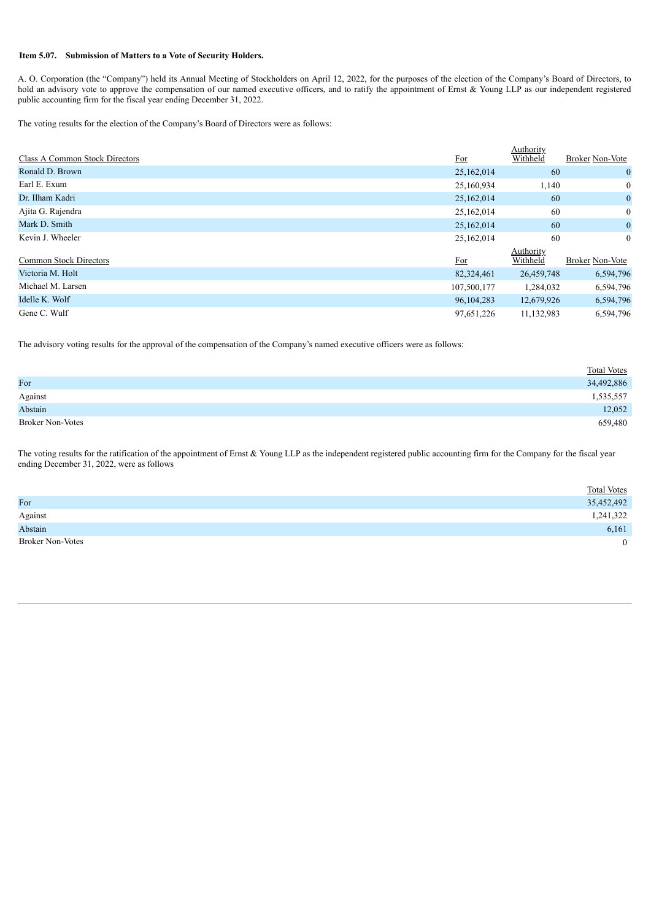**Item 5.07. Submission of Matters to a Vote of Security Holders.**

A. O. Corporation (the "Company") held its Annual Meeting of Stockholders on April 12, 2022, for the purposes of the election of the Company's Board of Directors, to hold an advisory vote to approve the compensation of our named executive officers, and to ratify the appointment of Ernst & Young LLP as our independent registered public accounting firm for the fiscal year ending December 31, 2022.

The voting results for the election of the Company's Board of Directors were as follows:

| Class A Common Stock Directors | For | Authority Withheld | Broker Non-Vote |
|---|---|---|---|
| Ronald D. Brown | 25,162,014 | 60 | 0 |
| Earl E. Exum | 25,160,934 | 1,140 | 0 |
| Dr. Ilham Kadri | 25,162,014 | 60 | 0 |
| Ajita G. Rajendra | 25,162,014 | 60 | 0 |
| Mark D. Smith | 25,162,014 | 60 | 0 |
| Kevin J. Wheeler | 25,162,014 | 60 | 0 |

| Common Stock Directors | For | Authority Withheld | Broker Non-Vote |
|---|---|---|---|
| Victoria M. Holt | 82,324,461 | 26,459,748 | 6,594,796 |
| Michael M. Larsen | 107,500,177 | 1,284,032 | 6,594,796 |
| Idelle K. Wolf | 96,104,283 | 12,679,926 | 6,594,796 |
| Gene C. Wulf | 97,651,226 | 11,132,983 | 6,594,796 |

The advisory voting results for the approval of the compensation of the Company's named executive officers were as follows:

| | Total Votes |
|---|---|
| For | 34,492,886 |
| Against | 1,535,557 |
| Abstain | 12,052 |
| Broker Non-Votes | 659,480 |

The voting results for the ratification of the appointment of Ernst & Young LLP as the independent registered public accounting firm for the Company for the fiscal year ending December 31, 2022, were as follows

| | Total Votes |
|---|---|
| For | 35,452,492 |
| Against | 1,241,322 |
| Abstain | 6,161 |
| Broker Non-Votes | 0 |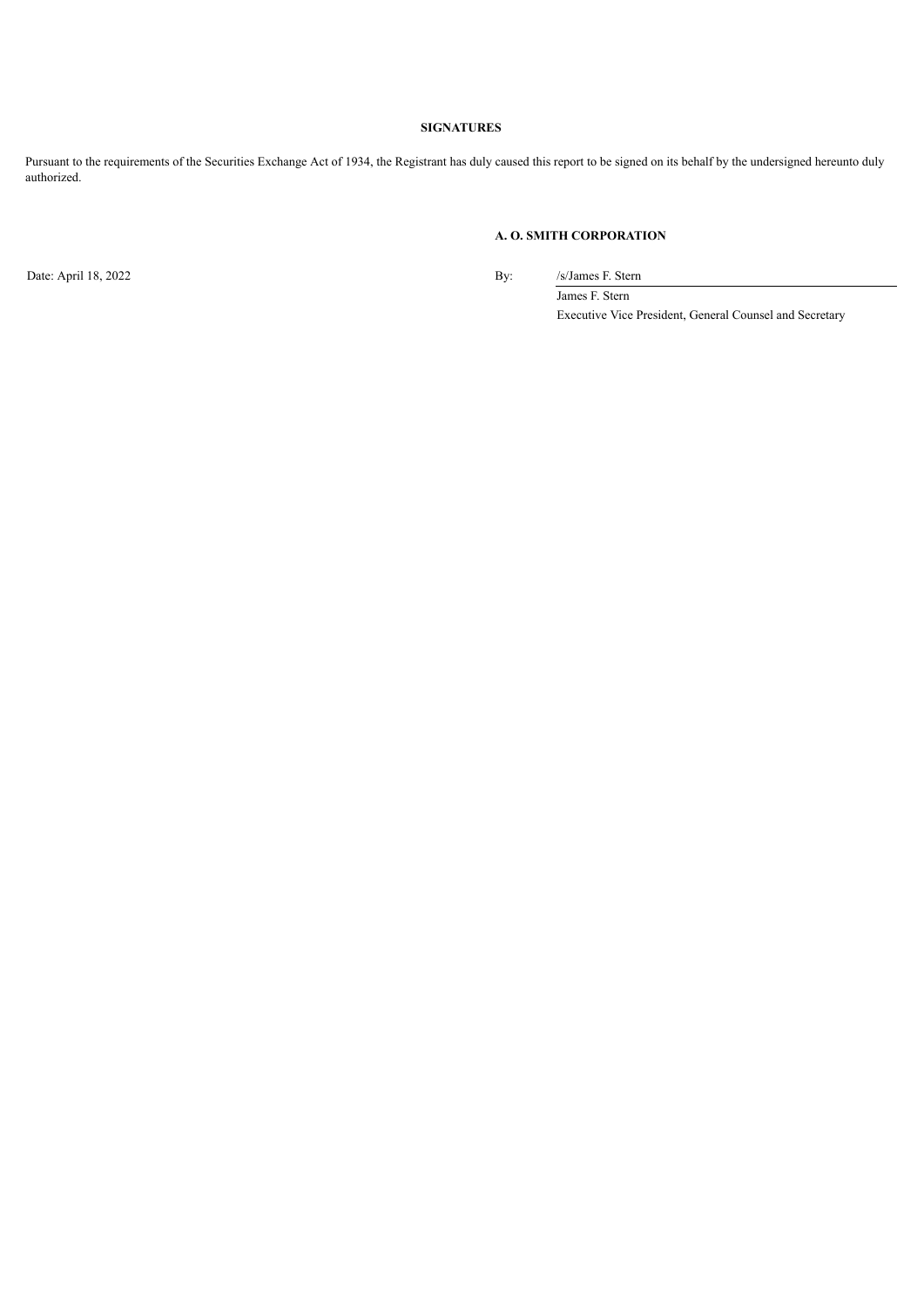**SIGNATURES**

Pursuant to the requirements of the Securities Exchange Act of 1934, the Registrant has duly caused this report to be signed on its behalf by the undersigned hereunto duly authorized.

**A. O. SMITH CORPORATION**

Date: April 18, 2022

By: /s/James F. Stern

James F. Stern

Executive Vice President, General Counsel and Secretary